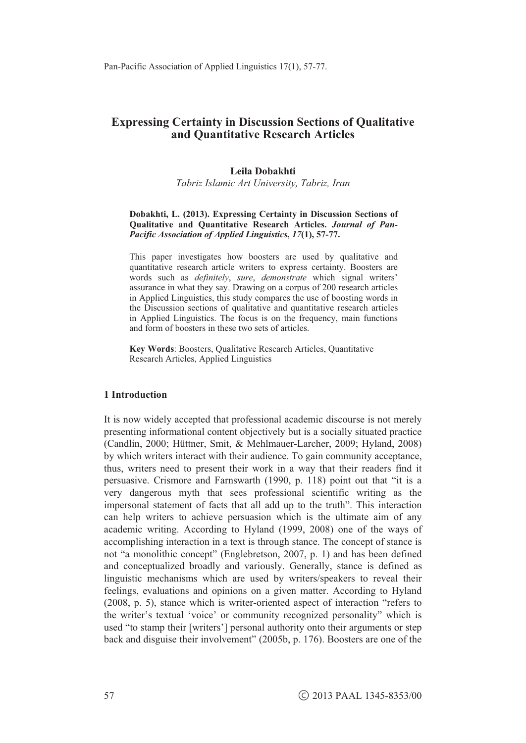# Expressing Certainty in Discussion Sections of Qualitative and Quantitative Research Articles

**Leila Dobakhti**

*Tabriz Islamic Art University, Tabriz, Iran*

**Dobakhti, L. (2013). Expressing Certainty in Discussion Sections of Qualitative and Quantitative Research Articles. *Journal of Pan-Pacific Association of Applied Linguistics*, *17*(1), 57-77.**

This paper investigates how boosters are used by qualitative and quantitative research article writers to express certainty. Boosters are words such as *definitely*, *sure*, *demonstrate* which signal writers' assurance in what they say. Drawing on a corpus of 200 research articles in Applied Linguistics, this study compares the use of boosting words in the Discussion sections of qualitative and quantitative research articles in Applied Linguistics. The focus is on the frequency, main functions and form of boosters in these two sets of articles.

**Key Words**: Boosters, Qualitative Research Articles, Quantitative Research Articles, Applied Linguistics

## 1 Introduction

It is now widely accepted that professional academic discourse is not merely presenting informational content objectively but is a socially situated practice (Candlin, 2000; Hüttner, Smit, & Mehlmauer-Larcher, 2009; Hyland, 2008) by which writers interact with their audience. To gain community acceptance, thus, writers need to present their work in a way that their readers find it persuasive. Crismore and Farnswarth (1990, p. 118) point out that "it is a very dangerous myth that sees professional scientific writing as the impersonal statement of facts that all add up to the truth". This interaction can help writers to achieve persuasion which is the ultimate aim of any academic writing. According to Hyland (1999, 2008) one of the ways of accomplishing interaction in a text is through stance. The concept of stance is not "a monolithic concept" (Englebretson, 2007, p. 1) and has been defined and conceptualized broadly and variously. Generally, stance is defined as linguistic mechanisms which are used by writers/speakers to reveal their feelings, evaluations and opinions on a given matter. According to Hyland (2008, p. 5), stance which is writer-oriented aspect of interaction "refers to the writer's textual 'voice' or community recognized personality" which is used "to stamp their [writers'] personal authority onto their arguments or step back and disguise their involvement" (2005b, p. 176). Boosters are one of the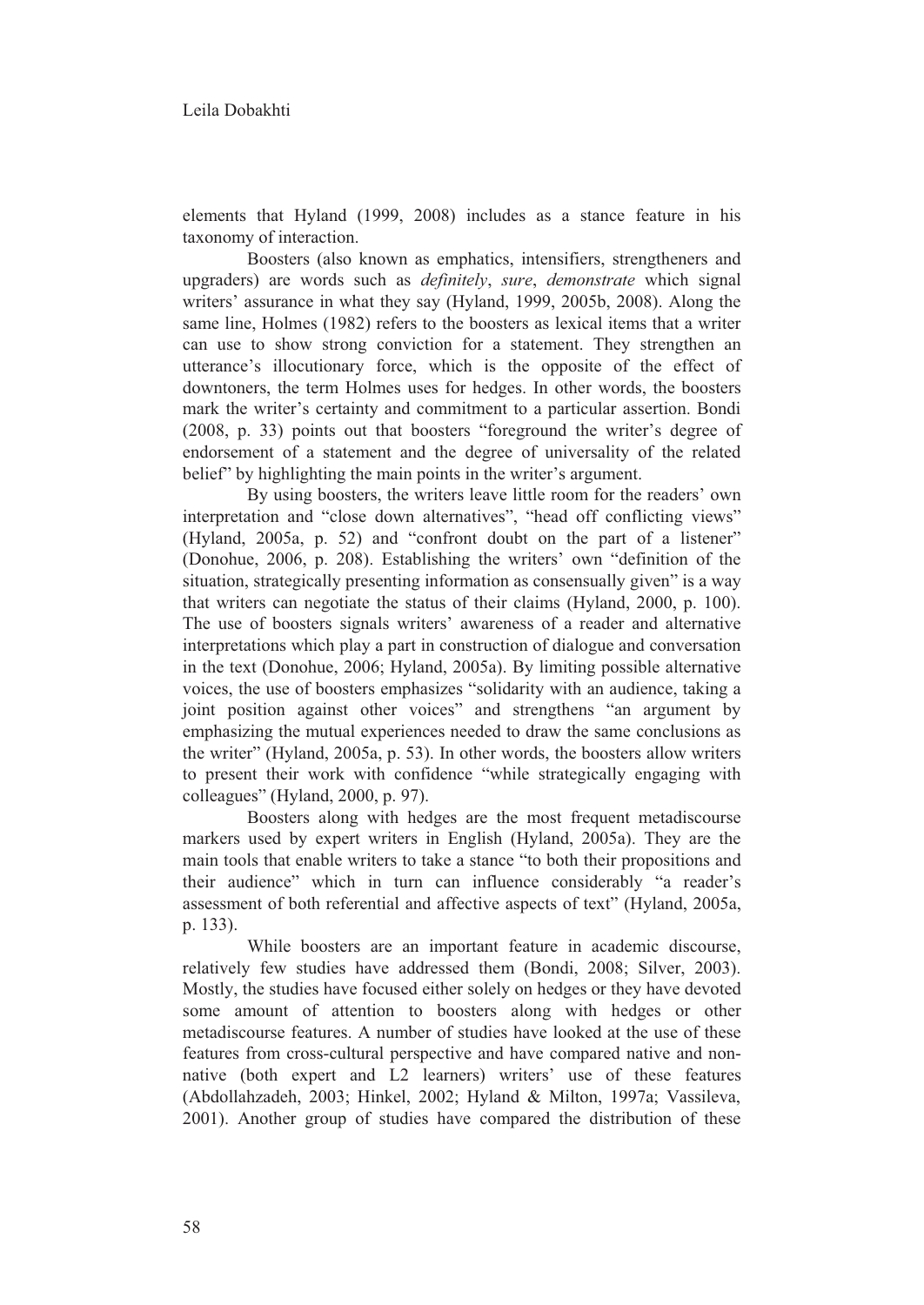elements that Hyland (1999, 2008) includes as a stance feature in his taxonomy of interaction.

Boosters (also known as emphatics, intensifiers, strengtheners and upgraders) are words such as *definitely*, *sure*, *demonstrate* which signal writers' assurance in what they say (Hyland, 1999, 2005b, 2008). Along the same line, Holmes (1982) refers to the boosters as lexical items that a writer can use to show strong conviction for a statement. They strengthen an utterance's illocutionary force, which is the opposite of the effect of downtoners, the term Holmes uses for hedges. In other words, the boosters mark the writer's certainty and commitment to a particular assertion. Bondi (2008, p. 33) points out that boosters "foreground the writer's degree of endorsement of a statement and the degree of universality of the related belief" by highlighting the main points in the writer's argument.

By using boosters, the writers leave little room for the readers' own interpretation and "close down alternatives", "head off conflicting views" (Hyland, 2005a, p. 52) and "confront doubt on the part of a listener" (Donohue, 2006, p. 208). Establishing the writers' own "definition of the situation, strategically presenting information as consensually given" is a way that writers can negotiate the status of their claims (Hyland, 2000, p. 100). The use of boosters signals writers' awareness of a reader and alternative interpretations which play a part in construction of dialogue and conversation in the text (Donohue, 2006; Hyland, 2005a). By limiting possible alternative voices, the use of boosters emphasizes "solidarity with an audience, taking a joint position against other voices" and strengthens "an argument by emphasizing the mutual experiences needed to draw the same conclusions as the writer" (Hyland, 2005a, p. 53). In other words, the boosters allow writers to present their work with confidence "while strategically engaging with colleagues" (Hyland, 2000, p. 97).

Boosters along with hedges are the most frequent metadiscourse markers used by expert writers in English (Hyland, 2005a). They are the main tools that enable writers to take a stance "to both their propositions and their audience" which in turn can influence considerably "a reader's assessment of both referential and affective aspects of text" (Hyland, 2005a, p. 133).

While boosters are an important feature in academic discourse, relatively few studies have addressed them (Bondi, 2008; Silver, 2003). Mostly, the studies have focused either solely on hedges or they have devoted some amount of attention to boosters along with hedges or other metadiscourse features. A number of studies have looked at the use of these features from cross-cultural perspective and have compared native and non-native (both expert and L2 learners) writers' use of these features (Abdollahzadeh, 2003; Hinkel, 2002; Hyland & Milton, 1997a; Vassileva, 2001). Another group of studies have compared the distribution of these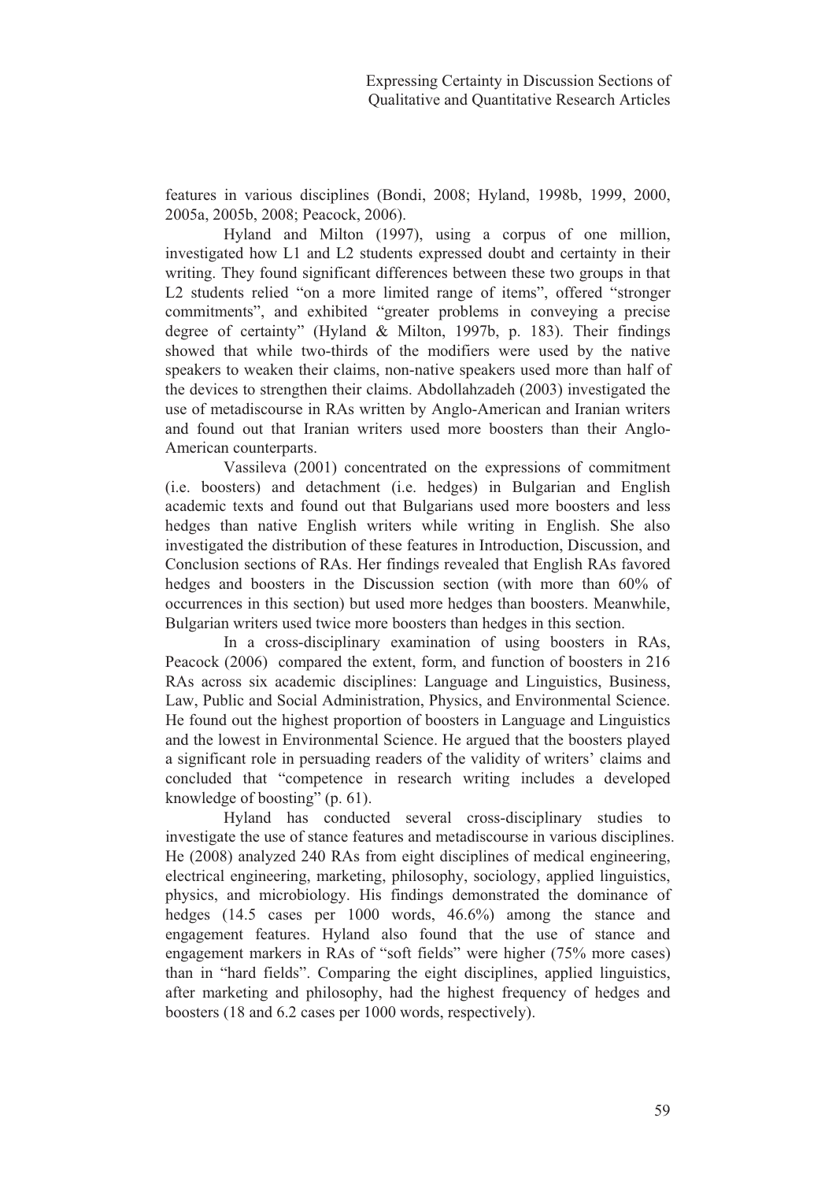features in various disciplines (Bondi, 2008; Hyland, 1998b, 1999, 2000, 2005a, 2005b, 2008; Peacock, 2006).

Hyland and Milton (1997), using a corpus of one million, investigated how L1 and L2 students expressed doubt and certainty in their writing. They found significant differences between these two groups in that L2 students relied "on a more limited range of items", offered "stronger commitments", and exhibited "greater problems in conveying a precise degree of certainty" (Hyland & Milton, 1997b, p. 183). Their findings showed that while two-thirds of the modifiers were used by the native speakers to weaken their claims, non-native speakers used more than half of the devices to strengthen their claims. Abdollahzadeh (2003) investigated the use of metadiscourse in RAs written by Anglo-American and Iranian writers and found out that Iranian writers used more boosters than their Anglo-American counterparts.

Vassileva (2001) concentrated on the expressions of commitment (i.e. boosters) and detachment (i.e. hedges) in Bulgarian and English academic texts and found out that Bulgarians used more boosters and less hedges than native English writers while writing in English. She also investigated the distribution of these features in Introduction, Discussion, and Conclusion sections of RAs. Her findings revealed that English RAs favored hedges and boosters in the Discussion section (with more than 60% of occurrences in this section) but used more hedges than boosters. Meanwhile, Bulgarian writers used twice more boosters than hedges in this section.

In a cross-disciplinary examination of using boosters in RAs, Peacock (2006) compared the extent, form, and function of boosters in 216 RAs across six academic disciplines: Language and Linguistics, Business, Law, Public and Social Administration, Physics, and Environmental Science. He found out the highest proportion of boosters in Language and Linguistics and the lowest in Environmental Science. He argued that the boosters played a significant role in persuading readers of the validity of writers' claims and concluded that "competence in research writing includes a developed knowledge of boosting" (p. 61).

Hyland has conducted several cross-disciplinary studies to investigate the use of stance features and metadiscourse in various disciplines. He (2008) analyzed 240 RAs from eight disciplines of medical engineering, electrical engineering, marketing, philosophy, sociology, applied linguistics, physics, and microbiology. His findings demonstrated the dominance of hedges (14.5 cases per 1000 words, 46.6%) among the stance and engagement features. Hyland also found that the use of stance and engagement markers in RAs of "soft fields" were higher (75% more cases) than in "hard fields". Comparing the eight disciplines, applied linguistics, after marketing and philosophy, had the highest frequency of hedges and boosters (18 and 6.2 cases per 1000 words, respectively).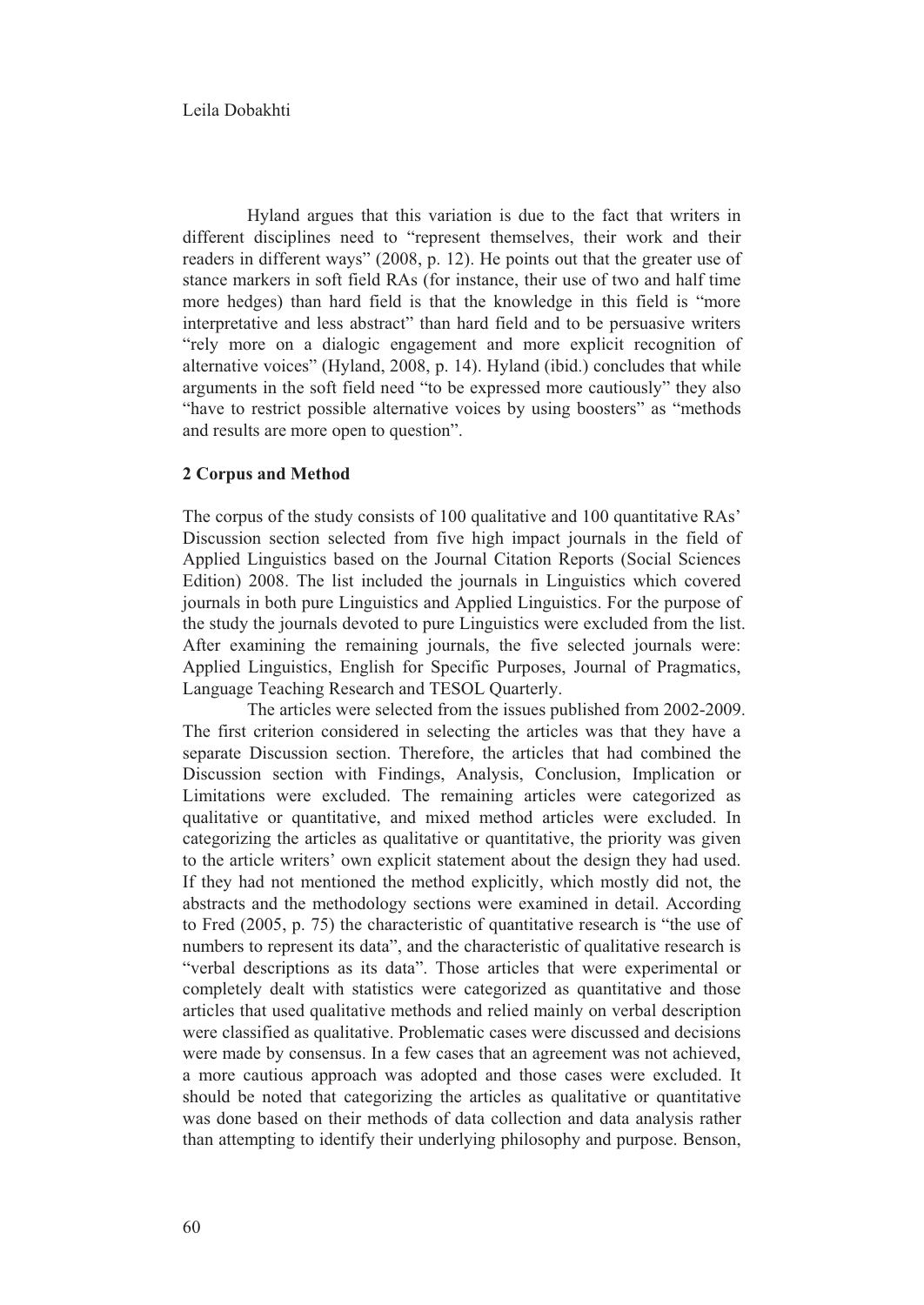Hyland argues that this variation is due to the fact that writers in different disciplines need to "represent themselves, their work and their readers in different ways" (2008, p. 12). He points out that the greater use of stance markers in soft field RAs (for instance, their use of two and half time more hedges) than hard field is that the knowledge in this field is "more interpretative and less abstract" than hard field and to be persuasive writers "rely more on a dialogic engagement and more explicit recognition of alternative voices" (Hyland, 2008, p. 14). Hyland (ibid.) concludes that while arguments in the soft field need "to be expressed more cautiously" they also "have to restrict possible alternative voices by using boosters" as "methods and results are more open to question".

## 2 Corpus and Method

The corpus of the study consists of 100 qualitative and 100 quantitative RAs' Discussion section selected from five high impact journals in the field of Applied Linguistics based on the Journal Citation Reports (Social Sciences Edition) 2008. The list included the journals in Linguistics which covered journals in both pure Linguistics and Applied Linguistics. For the purpose of the study the journals devoted to pure Linguistics were excluded from the list. After examining the remaining journals, the five selected journals were: Applied Linguistics, English for Specific Purposes, Journal of Pragmatics, Language Teaching Research and TESOL Quarterly.

The articles were selected from the issues published from 2002-2009. The first criterion considered in selecting the articles was that they have a separate Discussion section. Therefore, the articles that had combined the Discussion section with Findings, Analysis, Conclusion, Implication or Limitations were excluded. The remaining articles were categorized as qualitative or quantitative, and mixed method articles were excluded. In categorizing the articles as qualitative or quantitative, the priority was given to the article writers' own explicit statement about the design they had used. If they had not mentioned the method explicitly, which mostly did not, the abstracts and the methodology sections were examined in detail. According to Fred (2005, p. 75) the characteristic of quantitative research is "the use of numbers to represent its data", and the characteristic of qualitative research is "verbal descriptions as its data". Those articles that were experimental or completely dealt with statistics were categorized as quantitative and those articles that used qualitative methods and relied mainly on verbal description were classified as qualitative. Problematic cases were discussed and decisions were made by consensus. In a few cases that an agreement was not achieved, a more cautious approach was adopted and those cases were excluded. It should be noted that categorizing the articles as qualitative or quantitative was done based on their methods of data collection and data analysis rather than attempting to identify their underlying philosophy and purpose. Benson,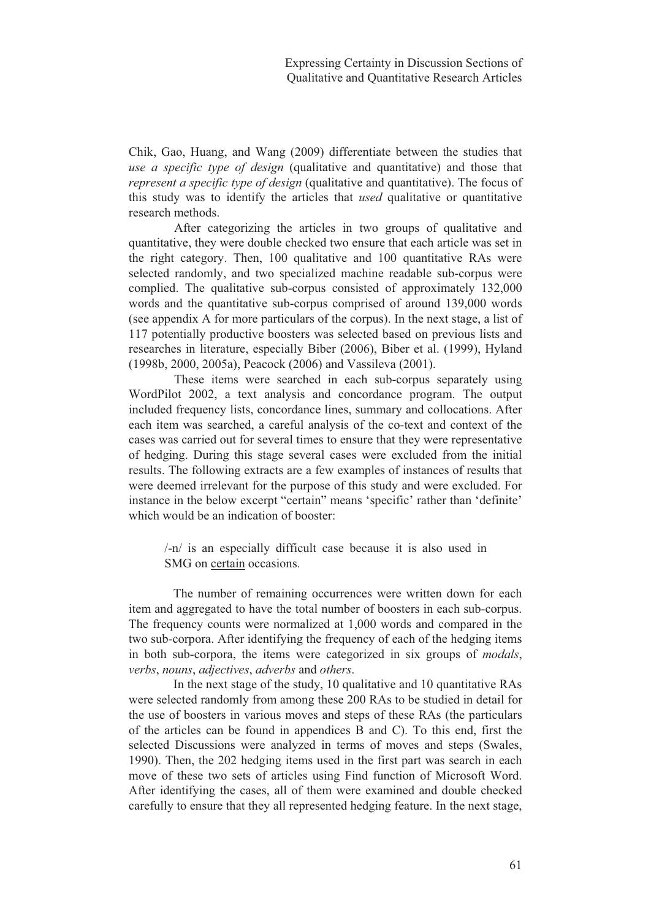Chik, Gao, Huang, and Wang (2009) differentiate between the studies that *use a specific type of design* (qualitative and quantitative) and those that *represent a specific type of design* (qualitative and quantitative). The focus of this study was to identify the articles that *used* qualitative or quantitative research methods.

After categorizing the articles in two groups of qualitative and quantitative, they were double checked two ensure that each article was set in the right category. Then, 100 qualitative and 100 quantitative RAs were selected randomly, and two specialized machine readable sub-corpus were complied. The qualitative sub-corpus consisted of approximately 132,000 words and the quantitative sub-corpus comprised of around 139,000 words (see appendix A for more particulars of the corpus). In the next stage, a list of 117 potentially productive boosters was selected based on previous lists and researches in literature, especially Biber (2006), Biber et al. (1999), Hyland (1998b, 2000, 2005a), Peacock (2006) and Vassileva (2001).

These items were searched in each sub-corpus separately using WordPilot 2002, a text analysis and concordance program. The output included frequency lists, concordance lines, summary and collocations. After each item was searched, a careful analysis of the co-text and context of the cases was carried out for several times to ensure that they were representative of hedging. During this stage several cases were excluded from the initial results. The following extracts are a few examples of instances of results that were deemed irrelevant for the purpose of this study and were excluded. For instance in the below excerpt "certain" means 'specific' rather than 'definite' which would be an indication of booster:

> /-n/ is an especially difficult case because it is also used in SMG on certain occasions.

The number of remaining occurrences were written down for each item and aggregated to have the total number of boosters in each sub-corpus. The frequency counts were normalized at 1,000 words and compared in the two sub-corpora. After identifying the frequency of each of the hedging items in both sub-corpora, the items were categorized in six groups of *modals*, *verbs*, *nouns*, *adjectives*, *adverbs* and *others*.

In the next stage of the study, 10 qualitative and 10 quantitative RAs were selected randomly from among these 200 RAs to be studied in detail for the use of boosters in various moves and steps of these RAs (the particulars of the articles can be found in appendices B and C). To this end, first the selected Discussions were analyzed in terms of moves and steps (Swales, 1990). Then, the 202 hedging items used in the first part was search in each move of these two sets of articles using Find function of Microsoft Word. After identifying the cases, all of them were examined and double checked carefully to ensure that they all represented hedging feature. In the next stage,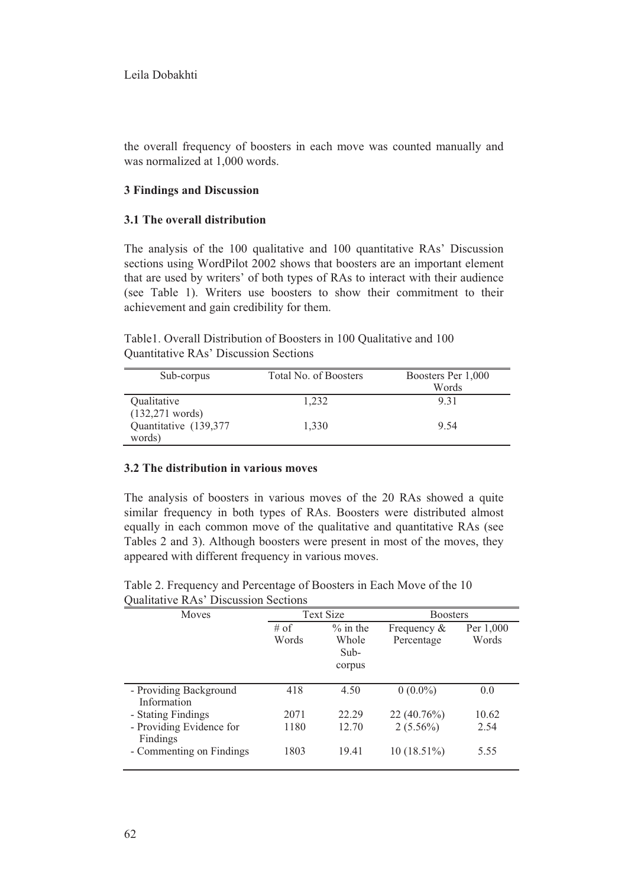the overall frequency of boosters in each move was counted manually and was normalized at 1,000 words.

### 3 Findings and Discussion

#### 3.1 The overall distribution

The analysis of the 100 qualitative and 100 quantitative RAs' Discussion sections using WordPilot 2002 shows that boosters are an important element that are used by writers' of both types of RAs to interact with their audience (see Table 1). Writers use boosters to show their commitment to their achievement and gain credibility for them.

Table1. Overall Distribution of Boosters in 100 Qualitative and 100 Quantitative RAs' Discussion Sections

| Sub-corpus | Total No. of Boosters | Boosters Per 1,000 Words |
|---|---|---|
| Qualitative (132,271 words) | 1,232 | 9.31 |
| Quantitative (139,377 words) | 1,330 | 9.54 |

#### 3.2 The distribution in various moves

The analysis of boosters in various moves of the 20 RAs showed a quite similar frequency in both types of RAs. Boosters were distributed almost equally in each common move of the qualitative and quantitative RAs (see Tables 2 and 3). Although boosters were present in most of the moves, they appeared with different frequency in various moves.

Table 2. Frequency and Percentage of Boosters in Each Move of the 10 Qualitative RAs' Discussion Sections

| Moves | Text Size | | Boosters | |
|---|---|---|---|---|
| | # of Words | % in the Whole Sub-corpus | Frequency & Percentage | Per 1,000 Words |
| - Providing Background Information | 418 | 4.50 | 0 (0.0%) | 0.0 |
| - Stating Findings | 2071 | 22.29 | 22 (40.76%) | 10.62 |
| - Providing Evidence for Findings | 1180 | 12.70 | 2 (5.56%) | 2.54 |
| - Commenting on Findings | 1803 | 19.41 | 10 (18.51%) | 5.55 |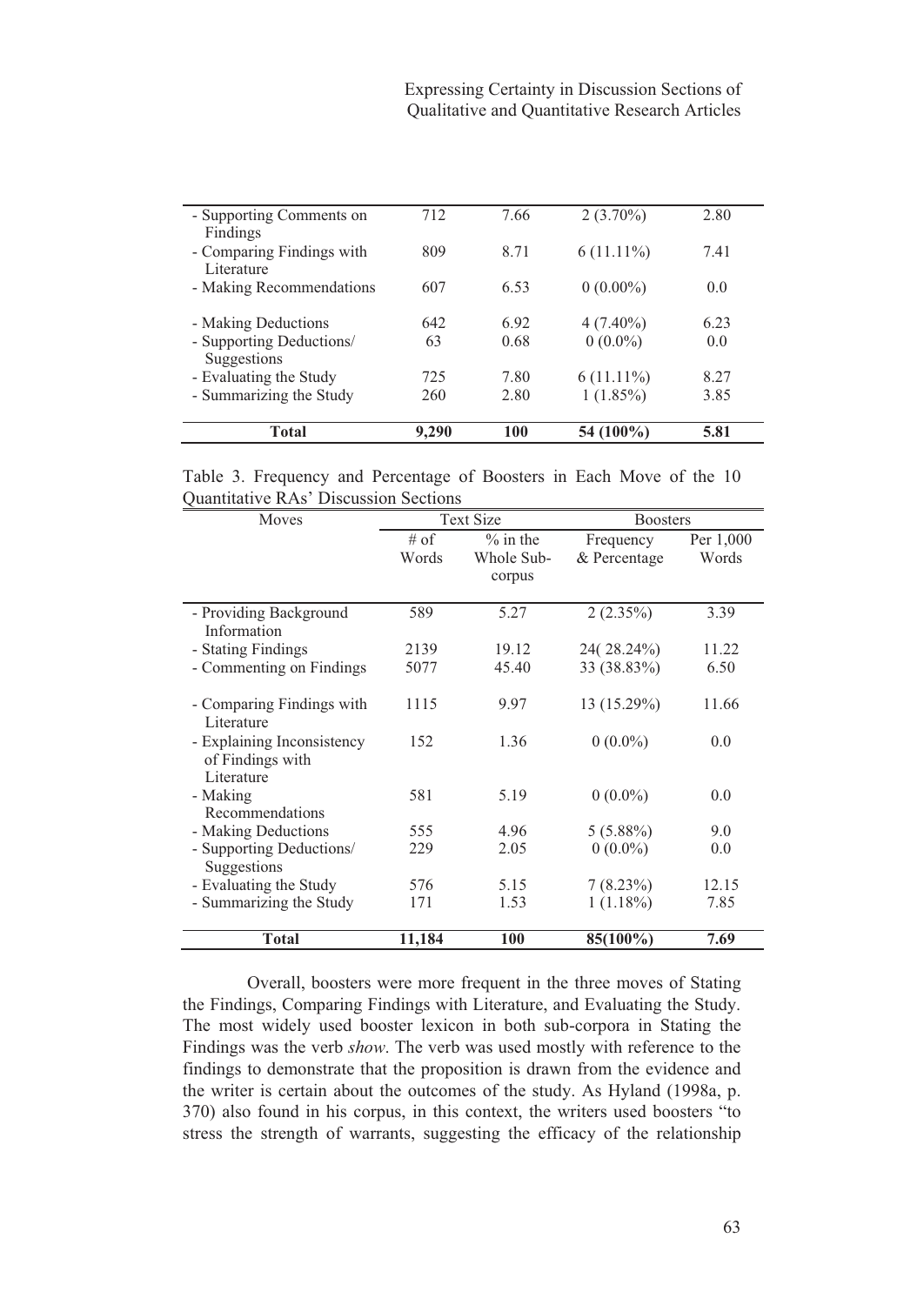| | | | | |
|---|---|---|---|---|
| - Supporting Comments on Findings | 712 | 7.66 | 2 (3.70%) | 2.80 |
| - Comparing Findings with Literature | 809 | 8.71 | 6 (11.11%) | 7.41 |
| - Making Recommendations | 607 | 6.53 | 0 (0.00%) | 0.0 |
| - Making Deductions | 642 | 6.92 | 4 (7.40%) | 6.23 |
| - Supporting Deductions/ Suggestions | 63 | 0.68 | 0 (0.0%) | 0.0 |
| - Evaluating the Study | 725 | 7.80 | 6 (11.11%) | 8.27 |
| - Summarizing the Study | 260 | 2.80 | 1 (1.85%) | 3.85 |
| **Total** | **9,290** | **100** | **54 (100%)** | **5.81** |

Table 3. Frequency and Percentage of Boosters in Each Move of the 10 Quantitative RAs' Discussion Sections

| Moves | Text Size | | Boosters | |
|---|---|---|---|---|
| | # of Words | % in the Whole Sub-corpus | Frequency & Percentage | Per 1,000 Words |
| - Providing Background Information | 589 | 5.27 | 2 (2.35%) | 3.39 |
| - Stating Findings | 2139 | 19.12 | 24( 28.24%) | 11.22 |
| - Commenting on Findings | 5077 | 45.40 | 33 (38.83%) | 6.50 |
| - Comparing Findings with Literature | 1115 | 9.97 | 13 (15.29%) | 11.66 |
| - Explaining Inconsistency of Findings with Literature | 152 | 1.36 | 0 (0.0%) | 0.0 |
| - Making Recommendations | 581 | 5.19 | 0 (0.0%) | 0.0 |
| - Making Deductions | 555 | 4.96 | 5 (5.88%) | 9.0 |
| - Supporting Deductions/ Suggestions | 229 | 2.05 | 0 (0.0%) | 0.0 |
| - Evaluating the Study | 576 | 5.15 | 7 (8.23%) | 12.15 |
| - Summarizing the Study | 171 | 1.53 | 1 (1.18%) | 7.85 |
| **Total** | **11,184** | **100** | **85(100%)** | **7.69** |

Overall, boosters were more frequent in the three moves of Stating the Findings, Comparing Findings with Literature, and Evaluating the Study. The most widely used booster lexicon in both sub-corpora in Stating the Findings was the verb *show*. The verb was used mostly with reference to the findings to demonstrate that the proposition is drawn from the evidence and the writer is certain about the outcomes of the study. As Hyland (1998a, p. 370) also found in his corpus, in this context, the writers used boosters "to stress the strength of warrants, suggesting the efficacy of the relationship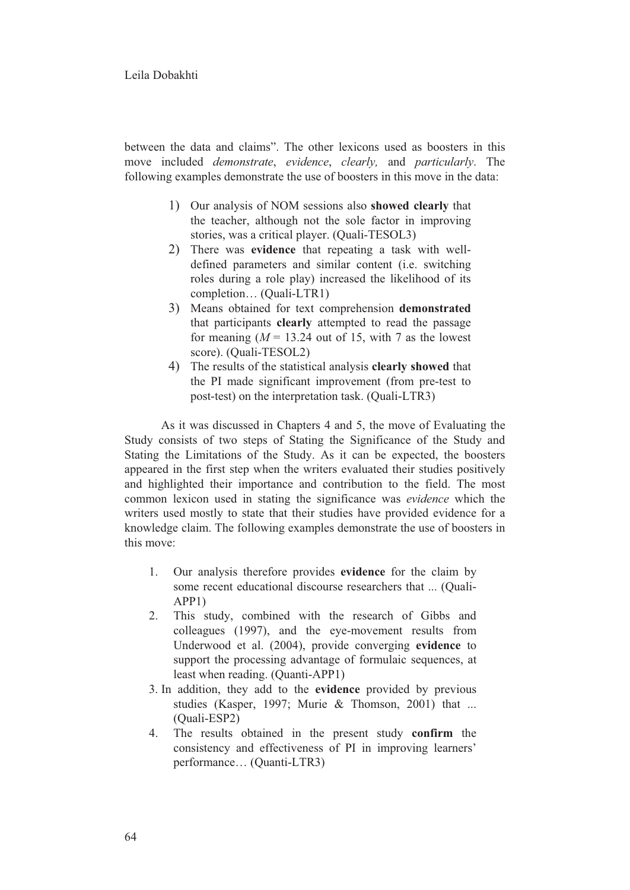between the data and claims". The other lexicons used as boosters in this move included *demonstrate*, *evidence*, *clearly,* and *particularly*. The following examples demonstrate the use of boosters in this move in the data:

1) Our analysis of NOM sessions also **showed clearly** that the teacher, although not the sole factor in improving stories, was a critical player. (Quali-TESOL3)
2) There was **evidence** that repeating a task with well-defined parameters and similar content (i.e. switching roles during a role play) increased the likelihood of its completion… (Quali-LTR1)
3) Means obtained for text comprehension **demonstrated** that participants **clearly** attempted to read the passage for meaning ($M$ = 13.24 out of 15, with 7 as the lowest score). (Quali-TESOL2)
4) The results of the statistical analysis **clearly showed** that the PI made significant improvement (from pre-test to post-test) on the interpretation task. (Quali-LTR3)

As it was discussed in Chapters 4 and 5, the move of Evaluating the Study consists of two steps of Stating the Significance of the Study and Stating the Limitations of the Study. As it can be expected, the boosters appeared in the first step when the writers evaluated their studies positively and highlighted their importance and contribution to the field. The most common lexicon used in stating the significance was *evidence* which the writers used mostly to state that their studies have provided evidence for a knowledge claim. The following examples demonstrate the use of boosters in this move:

1. Our analysis therefore provides **evidence** for the claim by some recent educational discourse researchers that ... (Quali-APP1)
2. This study, combined with the research of Gibbs and colleagues (1997), and the eye-movement results from Underwood et al. (2004), provide converging **evidence** to support the processing advantage of formulaic sequences, at least when reading. (Quanti-APP1)
3. In addition, they add to the **evidence** provided by previous studies (Kasper, 1997; Murie & Thomson, 2001) that ... (Quali-ESP2)
4. The results obtained in the present study **confirm** the consistency and effectiveness of PI in improving learners' performance… (Quanti-LTR3)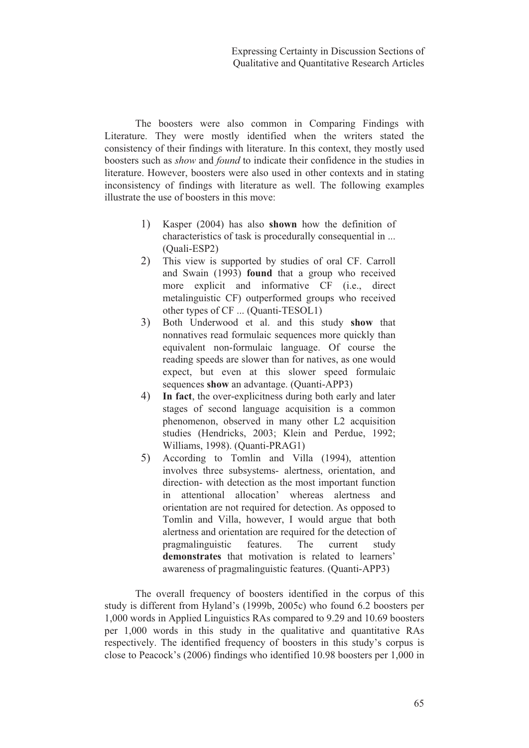The boosters were also common in Comparing Findings with Literature. They were mostly identified when the writers stated the consistency of their findings with literature. In this context, they mostly used boosters such as *show* and *found* to indicate their confidence in the studies in literature. However, boosters were also used in other contexts and in stating inconsistency of findings with literature as well. The following examples illustrate the use of boosters in this move:

1) Kasper (2004) has also **shown** how the definition of characteristics of task is procedurally consequential in ... (Quali-ESP2)
2) This view is supported by studies of oral CF. Carroll and Swain (1993) **found** that a group who received more explicit and informative CF (i.e., direct metalinguistic CF) outperformed groups who received other types of CF ... (Quanti-TESOL1)
3) Both Underwood et al. and this study **show** that nonnatives read formulaic sequences more quickly than equivalent non-formulaic language. Of course the reading speeds are slower than for natives, as one would expect, but even at this slower speed formulaic sequences **show** an advantage. (Quanti-APP3)
4) **In fact**, the over-explicitness during both early and later stages of second language acquisition is a common phenomenon, observed in many other L2 acquisition studies (Hendricks, 2003; Klein and Perdue, 1992; Williams, 1998). (Quanti-PRAG1)
5) According to Tomlin and Villa (1994), attention involves three subsystems- alertness, orientation, and direction- with detection as the most important function in attentional allocation' whereas alertness and orientation are not required for detection. As opposed to Tomlin and Villa, however, I would argue that both alertness and orientation are required for the detection of pragmalinguistic features. The current study **demonstrates** that motivation is related to learners' awareness of pragmalinguistic features. (Quanti-APP3)

The overall frequency of boosters identified in the corpus of this study is different from Hyland's (1999b, 2005c) who found 6.2 boosters per 1,000 words in Applied Linguistics RAs compared to 9.29 and 10.69 boosters per 1,000 words in this study in the qualitative and quantitative RAs respectively. The identified frequency of boosters in this study's corpus is close to Peacock's (2006) findings who identified 10.98 boosters per 1,000 in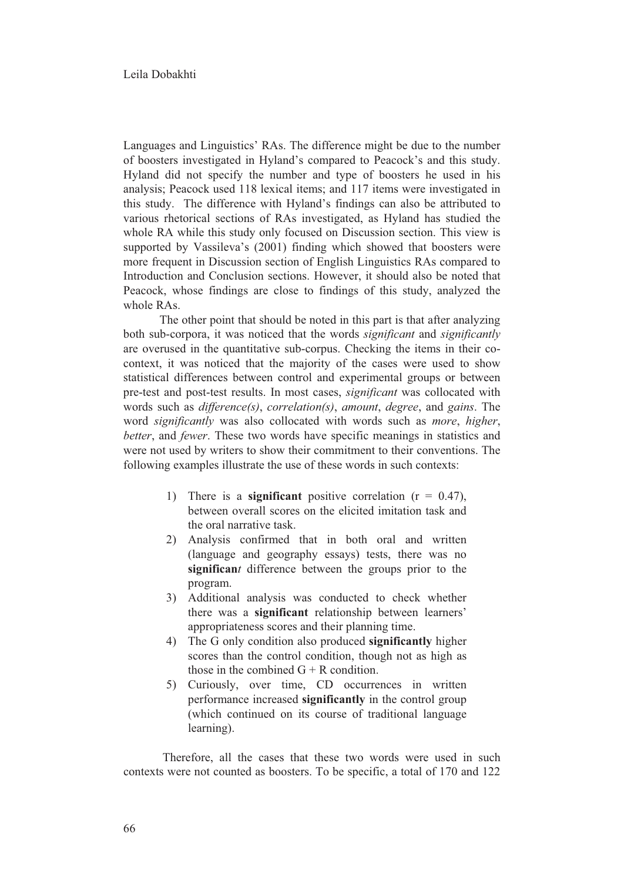Languages and Linguistics' RAs. The difference might be due to the number of boosters investigated in Hyland's compared to Peacock's and this study. Hyland did not specify the number and type of boosters he used in his analysis; Peacock used 118 lexical items; and 117 items were investigated in this study. The difference with Hyland's findings can also be attributed to various rhetorical sections of RAs investigated, as Hyland has studied the whole RA while this study only focused on Discussion section. This view is supported by Vassileva's (2001) finding which showed that boosters were more frequent in Discussion section of English Linguistics RAs compared to Introduction and Conclusion sections. However, it should also be noted that Peacock, whose findings are close to findings of this study, analyzed the whole RAs.

The other point that should be noted in this part is that after analyzing both sub-corpora, it was noticed that the words *significant* and *significantly* are overused in the quantitative sub-corpus. Checking the items in their co-context, it was noticed that the majority of the cases were used to show statistical differences between control and experimental groups or between pre-test and post-test results. In most cases, *significant* was collocated with words such as *difference(s)*, *correlation(s)*, *amount*, *degree*, and *gains*. The word *significantly* was also collocated with words such as *more*, *higher*, *better*, and *fewer*. These two words have specific meanings in statistics and were not used by writers to show their commitment to their conventions. The following examples illustrate the use of these words in such contexts:

1) There is a **significant** positive correlation ($r = 0.47$), between overall scores on the elicited imitation task and the oral narrative task.
2) Analysis confirmed that in both oral and written (language and geography essays) tests, there was no **significan***t* difference between the groups prior to the program.
3) Additional analysis was conducted to check whether there was a **significant** relationship between learners' appropriateness scores and their planning time.
4) The G only condition also produced **significantly** higher scores than the control condition, though not as high as those in the combined G + R condition.
5) Curiously, over time, CD occurrences in written performance increased **significantly** in the control group (which continued on its course of traditional language learning).

Therefore, all the cases that these two words were used in such contexts were not counted as boosters. To be specific, a total of 170 and 122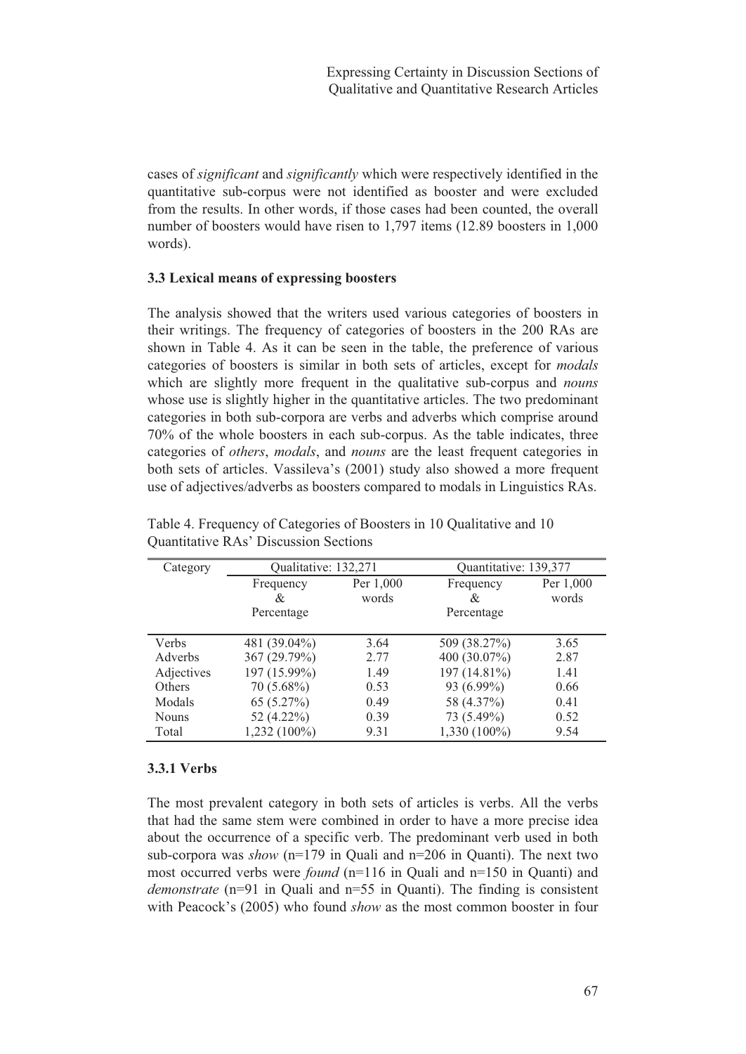cases of *significant* and *significantly* which were respectively identified in the quantitative sub-corpus were not identified as booster and were excluded from the results. In other words, if those cases had been counted, the overall number of boosters would have risen to 1,797 items (12.89 boosters in 1,000 words).

### 3.3 Lexical means of expressing boosters

The analysis showed that the writers used various categories of boosters in their writings. The frequency of categories of boosters in the 200 RAs are shown in Table 4. As it can be seen in the table, the preference of various categories of boosters is similar in both sets of articles, except for *modals* which are slightly more frequent in the qualitative sub-corpus and *nouns* whose use is slightly higher in the quantitative articles. The two predominant categories in both sub-corpora are verbs and adverbs which comprise around 70% of the whole boosters in each sub-corpus. As the table indicates, three categories of *others*, *modals*, and *nouns* are the least frequent categories in both sets of articles. Vassileva's (2001) study also showed a more frequent use of adjectives/adverbs as boosters compared to modals in Linguistics RAs.

Table 4. Frequency of Categories of Boosters in 10 Qualitative and 10 Quantitative RAs' Discussion Sections

| Category | Qualitative: 132,271 | | Quantitative: 139,377 | |
|---|---|---|---|---|
| | Frequency & Percentage | Per 1,000 words | Frequency & Percentage | Per 1,000 words |
| Verbs | 481 (39.04%) | 3.64 | 509 (38.27%) | 3.65 |
| Adverbs | 367 (29.79%) | 2.77 | 400 (30.07%) | 2.87 |
| Adjectives | 197 (15.99%) | 1.49 | 197 (14.81%) | 1.41 |
| Others | 70 (5.68%) | 0.53 | 93 (6.99%) | 0.66 |
| Modals | 65 (5.27%) | 0.49 | 58 (4.37%) | 0.41 |
| Nouns | 52 (4.22%) | 0.39 | 73 (5.49%) | 0.52 |
| Total | 1,232 (100%) | 9.31 | 1,330 (100%) | 9.54 |

#### 3.3.1 Verbs

The most prevalent category in both sets of articles is verbs. All the verbs that had the same stem were combined in order to have a more precise idea about the occurrence of a specific verb. The predominant verb used in both sub-corpora was *show* (n=179 in Quali and n=206 in Quanti). The next two most occurred verbs were *found* (n=116 in Quali and n=150 in Quanti) and *demonstrate* (n=91 in Quali and n=55 in Quanti). The finding is consistent with Peacock's (2005) who found *show* as the most common booster in four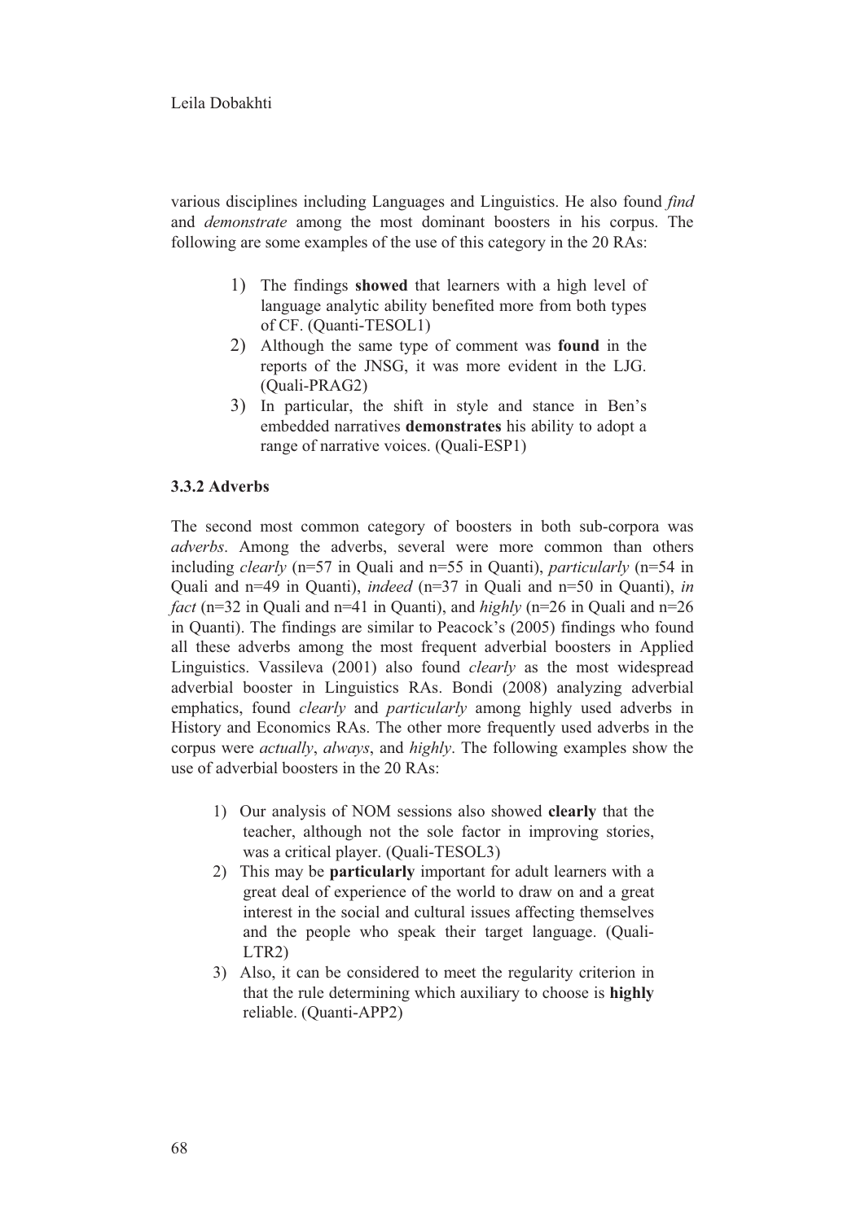various disciplines including Languages and Linguistics. He also found *find* and *demonstrate* among the most dominant boosters in his corpus. The following are some examples of the use of this category in the 20 RAs:

1) The findings **showed** that learners with a high level of language analytic ability benefited more from both types of CF. (Quanti-TESOL1)
2) Although the same type of comment was **found** in the reports of the JNSG, it was more evident in the LJG. (Quali-PRAG2)
3) In particular, the shift in style and stance in Ben's embedded narratives **demonstrates** his ability to adopt a range of narrative voices. (Quali-ESP1)

### 3.3.2 Adverbs

The second most common category of boosters in both sub-corpora was *adverbs*. Among the adverbs, several were more common than others including *clearly* (n=57 in Quali and n=55 in Quanti), *particularly* (n=54 in Quali and n=49 in Quanti), *indeed* (n=37 in Quali and n=50 in Quanti), *in fact* (n=32 in Quali and n=41 in Quanti), and *highly* (n=26 in Quali and n=26 in Quanti). The findings are similar to Peacock's (2005) findings who found all these adverbs among the most frequent adverbial boosters in Applied Linguistics. Vassileva (2001) also found *clearly* as the most widespread adverbial booster in Linguistics RAs. Bondi (2008) analyzing adverbial emphatics, found *clearly* and *particularly* among highly used adverbs in History and Economics RAs. The other more frequently used adverbs in the corpus were *actually*, *always*, and *highly*. The following examples show the use of adverbial boosters in the 20 RAs:

1) Our analysis of NOM sessions also showed **clearly** that the teacher, although not the sole factor in improving stories, was a critical player. (Quali-TESOL3)
2) This may be **particularly** important for adult learners with a great deal of experience of the world to draw on and a great interest in the social and cultural issues affecting themselves and the people who speak their target language. (Quali-LTR2)
3) Also, it can be considered to meet the regularity criterion in that the rule determining which auxiliary to choose is **highly** reliable. (Quanti-APP2)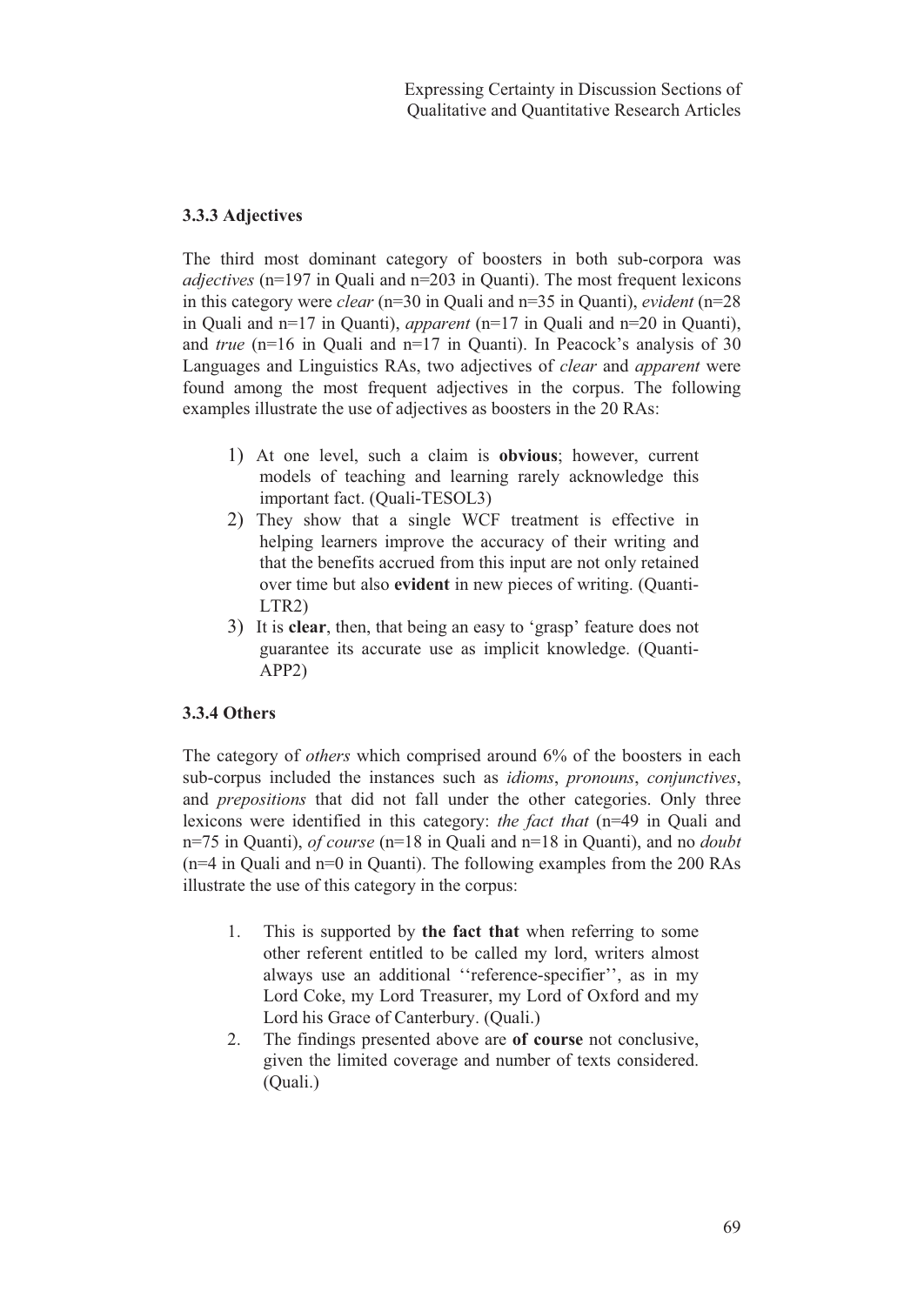### 3.3.3 Adjectives

The third most dominant category of boosters in both sub-corpora was *adjectives* (n=197 in Quali and n=203 in Quanti). The most frequent lexicons in this category were *clear* (n=30 in Quali and n=35 in Quanti), *evident* (n=28 in Quali and n=17 in Quanti), *apparent* (n=17 in Quali and n=20 in Quanti), and *true* (n=16 in Quali and n=17 in Quanti). In Peacock's analysis of 30 Languages and Linguistics RAs, two adjectives of *clear* and *apparent* were found among the most frequent adjectives in the corpus. The following examples illustrate the use of adjectives as boosters in the 20 RAs:

1) At one level, such a claim is **obvious**; however, current models of teaching and learning rarely acknowledge this important fact. (Quali-TESOL3)
2) They show that a single WCF treatment is effective in helping learners improve the accuracy of their writing and that the benefits accrued from this input are not only retained over time but also **evident** in new pieces of writing. (Quanti-LTR2)
3) It is **clear**, then, that being an easy to 'grasp' feature does not guarantee its accurate use as implicit knowledge. (Quanti-APP2)

### 3.3.4 Others

The category of *others* which comprised around 6% of the boosters in each sub-corpus included the instances such as *idioms*, *pronouns*, *conjunctives*, and *prepositions* that did not fall under the other categories. Only three lexicons were identified in this category: *the fact that* (n=49 in Quali and n=75 in Quanti), *of course* (n=18 in Quali and n=18 in Quanti), and no *doubt* (n=4 in Quali and n=0 in Quanti). The following examples from the 200 RAs illustrate the use of this category in the corpus:

1. This is supported by **the fact that** when referring to some other referent entitled to be called my lord, writers almost always use an additional ''reference-specifier'', as in my Lord Coke, my Lord Treasurer, my Lord of Oxford and my Lord his Grace of Canterbury. (Quali.)
2. The findings presented above are **of course** not conclusive, given the limited coverage and number of texts considered. (Quali.)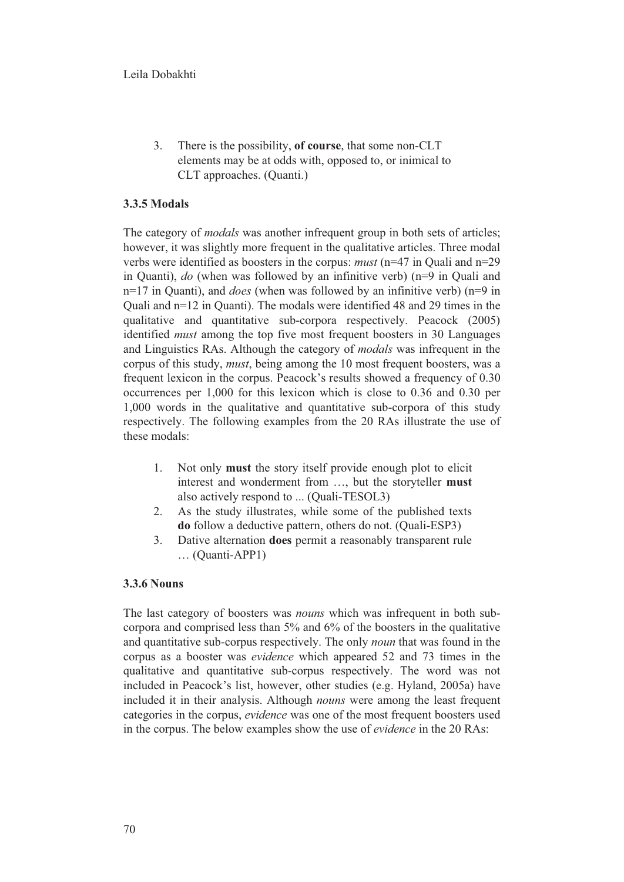3. There is the possibility, **of course**, that some non-CLT elements may be at odds with, opposed to, or inimical to CLT approaches. (Quanti.)

### 3.3.5 Modals

The category of *modals* was another infrequent group in both sets of articles; however, it was slightly more frequent in the qualitative articles. Three modal verbs were identified as boosters in the corpus: *must* (n=47 in Quali and n=29 in Quanti), *do* (when was followed by an infinitive verb) (n=9 in Quali and n=17 in Quanti), and *does* (when was followed by an infinitive verb) (n=9 in Quali and n=12 in Quanti). The modals were identified 48 and 29 times in the qualitative and quantitative sub-corpora respectively. Peacock (2005) identified *must* among the top five most frequent boosters in 30 Languages and Linguistics RAs. Although the category of *modals* was infrequent in the corpus of this study, *must*, being among the 10 most frequent boosters, was a frequent lexicon in the corpus. Peacock's results showed a frequency of 0.30 occurrences per 1,000 for this lexicon which is close to 0.36 and 0.30 per 1,000 words in the qualitative and quantitative sub-corpora of this study respectively. The following examples from the 20 RAs illustrate the use of these modals:

1. Not only **must** the story itself provide enough plot to elicit interest and wonderment from …, but the storyteller **must** also actively respond to ... (Quali-TESOL3)
2. As the study illustrates, while some of the published texts **do** follow a deductive pattern, others do not. (Quali-ESP3)
3. Dative alternation **does** permit a reasonably transparent rule … (Quanti-APP1)

### 3.3.6 Nouns

The last category of boosters was *nouns* which was infrequent in both sub-corpora and comprised less than 5% and 6% of the boosters in the qualitative and quantitative sub-corpus respectively. The only *noun* that was found in the corpus as a booster was *evidence* which appeared 52 and 73 times in the qualitative and quantitative sub-corpus respectively. The word was not included in Peacock's list, however, other studies (e.g. Hyland, 2005a) have included it in their analysis. Although *nouns* were among the least frequent categories in the corpus, *evidence* was one of the most frequent boosters used in the corpus. The below examples show the use of *evidence* in the 20 RAs: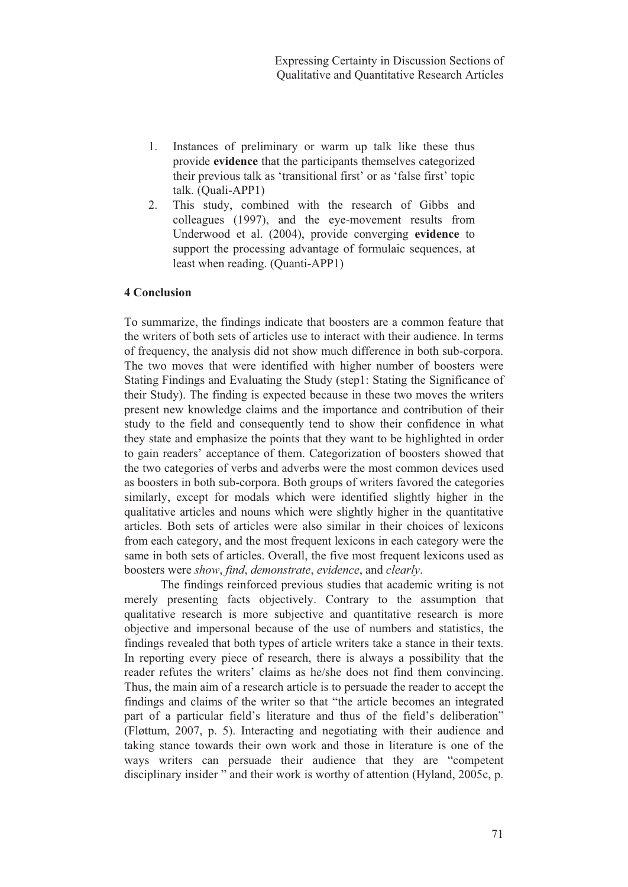1. Instances of preliminary or warm up talk like these thus provide **evidence** that the participants themselves categorized their previous talk as 'transitional first' or as 'false first' topic talk. (Quali-APP1)
2. This study, combined with the research of Gibbs and colleagues (1997), and the eye-movement results from Underwood et al. (2004), provide converging **evidence** to support the processing advantage of formulaic sequences, at least when reading. (Quanti-APP1)

## 4 Conclusion

To summarize, the findings indicate that boosters are a common feature that the writers of both sets of articles use to interact with their audience. In terms of frequency, the analysis did not show much difference in both sub-corpora. The two moves that were identified with higher number of boosters were Stating Findings and Evaluating the Study (step1: Stating the Significance of their Study). The finding is expected because in these two moves the writers present new knowledge claims and the importance and contribution of their study to the field and consequently tend to show their confidence in what they state and emphasize the points that they want to be highlighted in order to gain readers' acceptance of them. Categorization of boosters showed that the two categories of verbs and adverbs were the most common devices used as boosters in both sub-corpora. Both groups of writers favored the categories similarly, except for modals which were identified slightly higher in the qualitative articles and nouns which were slightly higher in the quantitative articles. Both sets of articles were also similar in their choices of lexicons from each category, and the most frequent lexicons in each category were the same in both sets of articles. Overall, the five most frequent lexicons used as boosters were *show*, *find*, *demonstrate*, *evidence*, and *clearly*.

The findings reinforced previous studies that academic writing is not merely presenting facts objectively. Contrary to the assumption that qualitative research is more subjective and quantitative research is more objective and impersonal because of the use of numbers and statistics, the findings revealed that both types of article writers take a stance in their texts. In reporting every piece of research, there is always a possibility that the reader refutes the writers' claims as he/she does not find them convincing. Thus, the main aim of a research article is to persuade the reader to accept the findings and claims of the writer so that "the article becomes an integrated part of a particular field's literature and thus of the field's deliberation" (Fløttum, 2007, p. 5). Interacting and negotiating with their audience and taking stance towards their own work and those in literature is one of the ways writers can persuade their audience that they are "competent disciplinary insider " and their work is worthy of attention (Hyland, 2005c, p.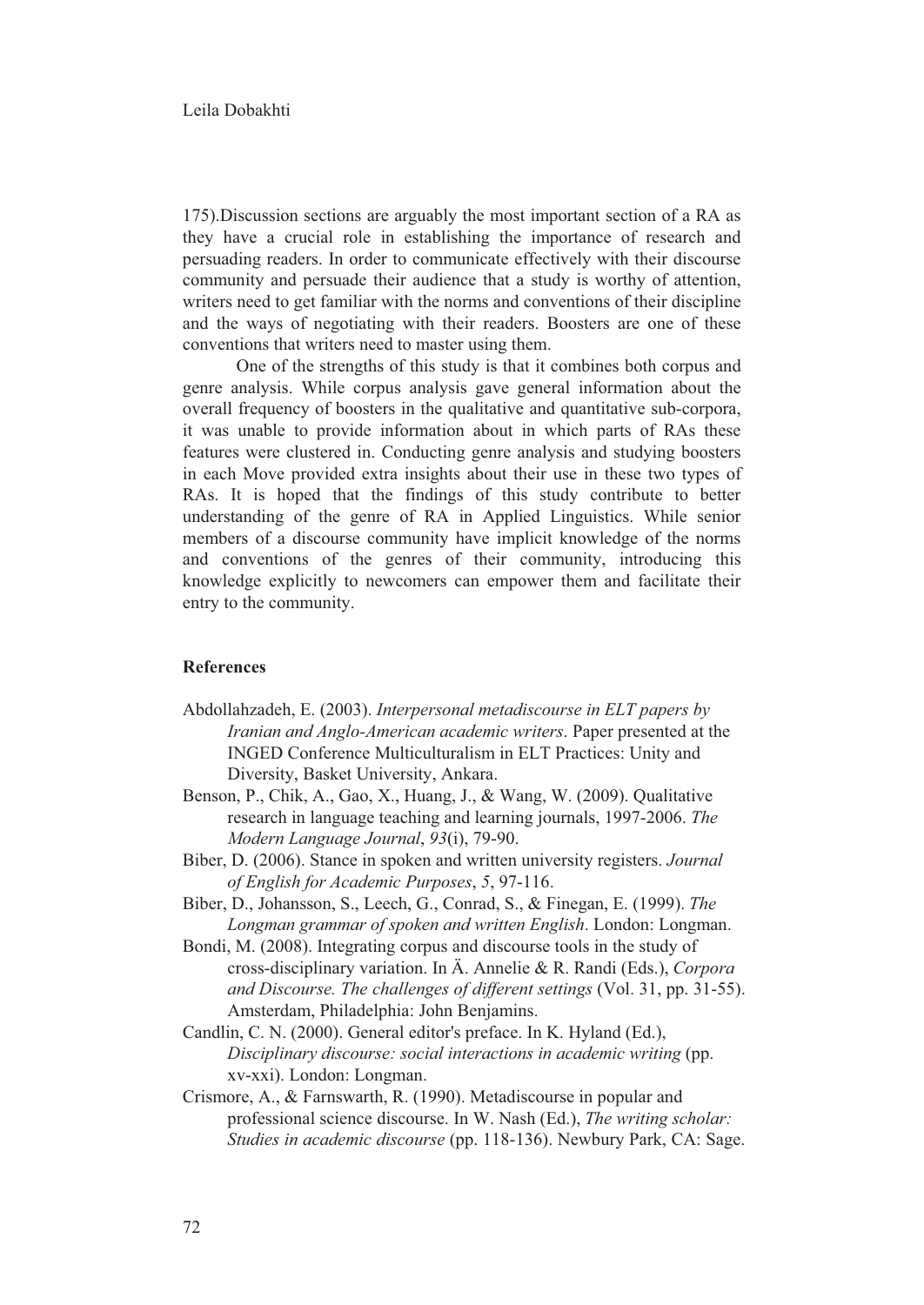175).Discussion sections are arguably the most important section of a RA as they have a crucial role in establishing the importance of research and persuading readers. In order to communicate effectively with their discourse community and persuade their audience that a study is worthy of attention, writers need to get familiar with the norms and conventions of their discipline and the ways of negotiating with their readers. Boosters are one of these conventions that writers need to master using them.

One of the strengths of this study is that it combines both corpus and genre analysis. While corpus analysis gave general information about the overall frequency of boosters in the qualitative and quantitative sub-corpora, it was unable to provide information about in which parts of RAs these features were clustered in. Conducting genre analysis and studying boosters in each Move provided extra insights about their use in these two types of RAs. It is hoped that the findings of this study contribute to better understanding of the genre of RA in Applied Linguistics. While senior members of a discourse community have implicit knowledge of the norms and conventions of the genres of their community, introducing this knowledge explicitly to newcomers can empower them and facilitate their entry to the community.

## References

Abdollahzadeh, E. (2003). *Interpersonal metadiscourse in ELT papers by Iranian and Anglo-American academic writers*. Paper presented at the INGED Conference Multiculturalism in ELT Practices: Unity and Diversity, Basket University, Ankara.

Benson, P., Chik, A., Gao, X., Huang, J., & Wang, W. (2009). Qualitative research in language teaching and learning journals, 1997-2006. *The Modern Language Journal*, *93*(i), 79-90.

Biber, D. (2006). Stance in spoken and written university registers. *Journal of English for Academic Purposes*, *5*, 97-116.

Biber, D., Johansson, S., Leech, G., Conrad, S., & Finegan, E. (1999). *The Longman grammar of spoken and written English*. London: Longman.

Bondi, M. (2008). Integrating corpus and discourse tools in the study of cross-disciplinary variation. In Ä. Annelie & R. Randi (Eds.), *Corpora and Discourse. The challenges of different settings* (Vol. 31, pp. 31-55). Amsterdam, Philadelphia: John Benjamins.

Candlin, C. N. (2000). General editor's preface. In K. Hyland (Ed.), *Disciplinary discourse: social interactions in academic writing* (pp. xv-xxi). London: Longman.

Crismore, A., & Farnswarth, R. (1990). Metadiscourse in popular and professional science discourse. In W. Nash (Ed.), *The writing scholar: Studies in academic discourse* (pp. 118-136). Newbury Park, CA: Sage.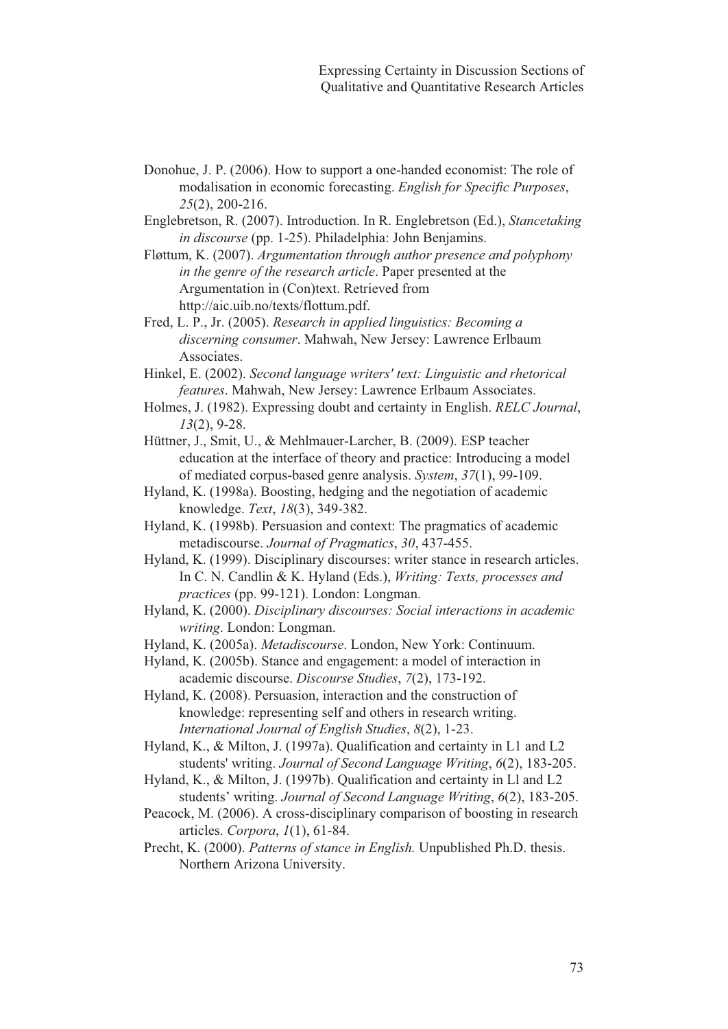Donohue, J. P. (2006). How to support a one-handed economist: The role of modalisation in economic forecasting. *English for Specific Purposes*, *25*(2), 200-216.

Englebretson, R. (2007). Introduction. In R. Englebretson (Ed.), *Stancetaking in discourse* (pp. 1-25). Philadelphia: John Benjamins.

Fløttum, K. (2007). *Argumentation through author presence and polyphony in the genre of the research article*. Paper presented at the Argumentation in (Con)text. Retrieved from http://aic.uib.no/texts/flottum.pdf.

Fred, L. P., Jr. (2005). *Research in applied linguistics: Becoming a discerning consumer*. Mahwah, New Jersey: Lawrence Erlbaum Associates.

Hinkel, E. (2002). *Second language writers' text: Linguistic and rhetorical features*. Mahwah, New Jersey: Lawrence Erlbaum Associates.

Holmes, J. (1982). Expressing doubt and certainty in English. *RELC Journal*, *13*(2), 9-28.

Hüttner, J., Smit, U., & Mehlmauer-Larcher, B. (2009). ESP teacher education at the interface of theory and practice: Introducing a model of mediated corpus-based genre analysis. *System*, *37*(1), 99-109.

Hyland, K. (1998a). Boosting, hedging and the negotiation of academic knowledge. *Text*, *18*(3), 349-382.

Hyland, K. (1998b). Persuasion and context: The pragmatics of academic metadiscourse. *Journal of Pragmatics*, *30*, 437-455.

Hyland, K. (1999). Disciplinary discourses: writer stance in research articles. In C. N. Candlin & K. Hyland (Eds.), *Writing: Texts, processes and practices* (pp. 99-121). London: Longman.

Hyland, K. (2000). *Disciplinary discourses: Social interactions in academic writing*. London: Longman.

Hyland, K. (2005a). *Metadiscourse*. London, New York: Continuum.

Hyland, K. (2005b). Stance and engagement: a model of interaction in academic discourse. *Discourse Studies*, *7*(2), 173-192.

Hyland, K. (2008). Persuasion, interaction and the construction of knowledge: representing self and others in research writing. *International Journal of English Studies*, *8*(2), 1-23.

Hyland, K., & Milton, J. (1997a). Qualification and certainty in L1 and L2 students' writing. *Journal of Second Language Writing*, *6*(2), 183-205.

Hyland, K., & Milton, J. (1997b). Qualification and certainty in Ll and L2 students' writing. *Journal of Second Language Writing*, *6*(2), 183-205.

Peacock, M. (2006). A cross-disciplinary comparison of boosting in research articles. *Corpora*, *1*(1), 61-84.

Precht, K. (2000). *Patterns of stance in English.* Unpublished Ph.D. thesis. Northern Arizona University.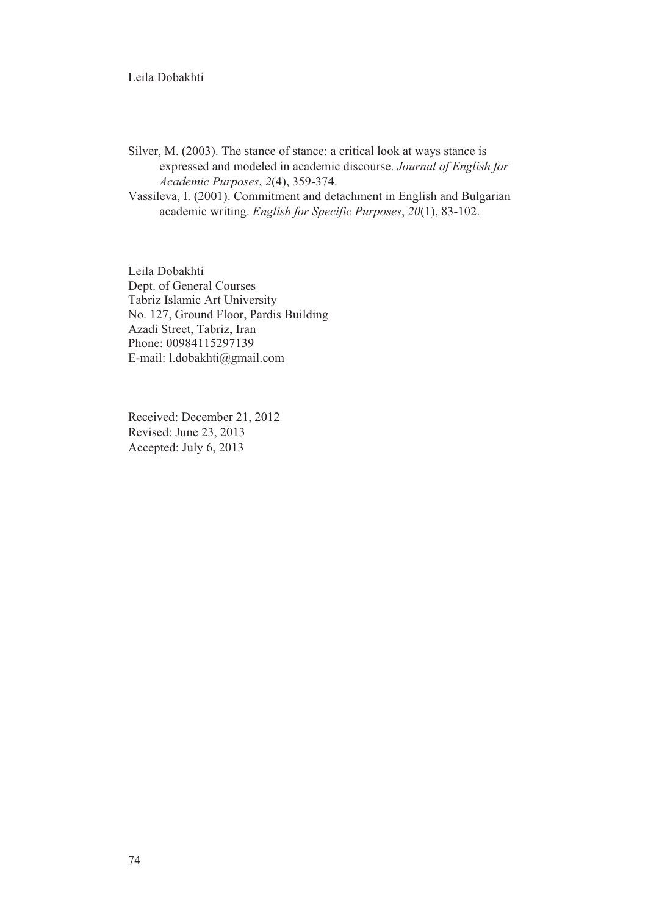Silver, M. (2003). The stance of stance: a critical look at ways stance is expressed and modeled in academic discourse. *Journal of English for Academic Purposes*, *2*(4), 359-374.

Vassileva, I. (2001). Commitment and detachment in English and Bulgarian academic writing. *English for Specific Purposes*, *20*(1), 83-102.

Leila Dobakhti
Dept. of General Courses
Tabriz Islamic Art University
No. 127, Ground Floor, Pardis Building
Azadi Street, Tabriz, Iran
Phone: 00984115297139
E-mail: l.dobakhti@gmail.com

Received: December 21, 2012
Revised: June 23, 2013
Accepted: July 6, 2013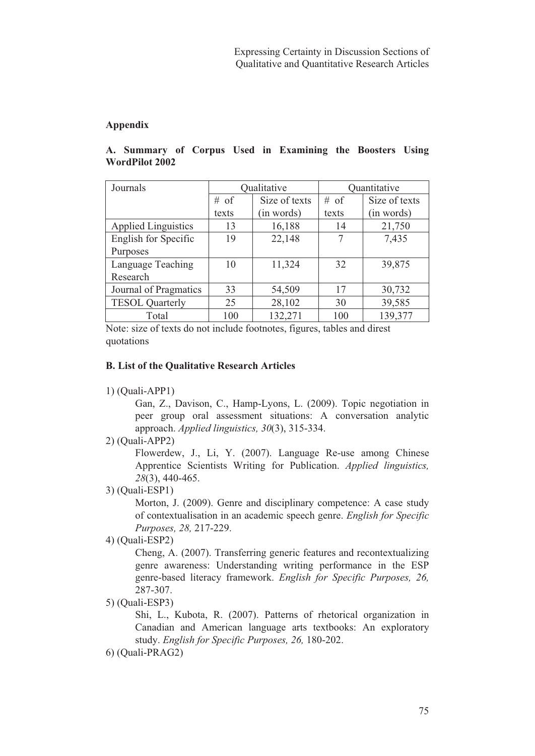## Appendix

### A. Summary of Corpus Used in Examining the Boosters Using WordPilot 2002

| Journals | Qualitative | | Quantitative | |
|---|---|---|---|---|
| | # of texts | Size of texts (in words) | # of texts | Size of texts (in words) |
| Applied Linguistics | 13 | 16,188 | 14 | 21,750 |
| English for Specific Purposes | 19 | 22,148 | 7 | 7,435 |
| Language Teaching Research | 10 | 11,324 | 32 | 39,875 |
| Journal of Pragmatics | 33 | 54,509 | 17 | 30,732 |
| TESOL Quarterly | 25 | 28,102 | 30 | 39,585 |
| Total | 100 | 132,271 | 100 | 139,377 |

Note: size of texts do not include footnotes, figures, tables and direst quotations

### B. List of the Qualitative Research Articles

1) (Quali-APP1)

   Gan, Z., Davison, C., Hamp-Lyons, L. (2009). Topic negotiation in peer group oral assessment situations: A conversation analytic approach. *Applied linguistics, 30*(3), 315-334.

2) (Quali-APP2)

   Flowerdew, J., Li, Y. (2007). Language Re-use among Chinese Apprentice Scientists Writing for Publication. *Applied linguistics, 28*(3), 440-465.

3) (Quali-ESP1)

   Morton, J. (2009). Genre and disciplinary competence: A case study of contextualisation in an academic speech genre. *English for Specific Purposes, 28,* 217-229.

4) (Quali-ESP2)

   Cheng, A. (2007). Transferring generic features and recontextualizing genre awareness: Understanding writing performance in the ESP genre-based literacy framework. *English for Specific Purposes, 26,* 287-307.

5) (Quali-ESP3)

   Shi, L., Kubota, R. (2007). Patterns of rhetorical organization in Canadian and American language arts textbooks: An exploratory study. *English for Specific Purposes, 26,* 180-202.

6) (Quali-PRAG2)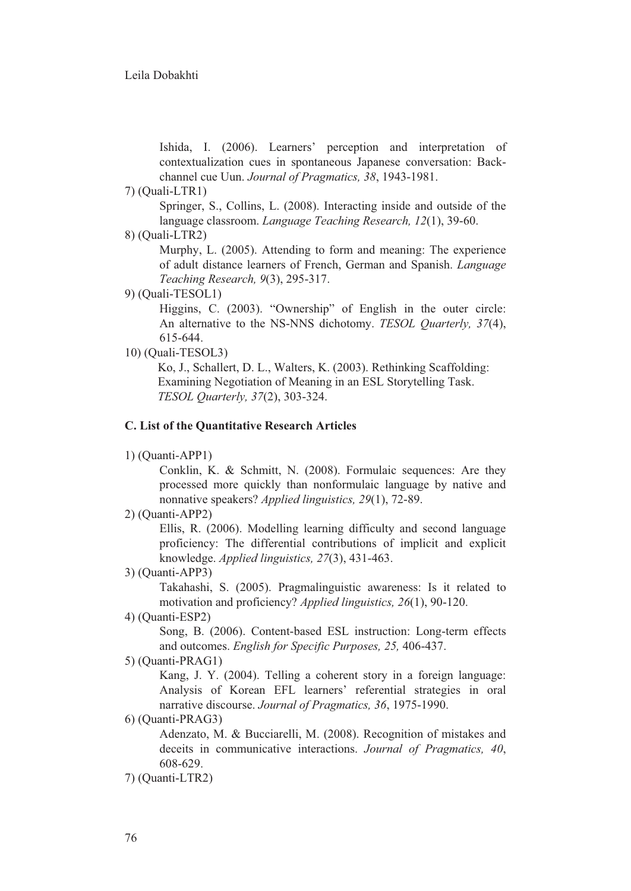Ishida, I. (2006). Learners' perception and interpretation of contextualization cues in spontaneous Japanese conversation: Back-channel cue Uun. *Journal of Pragmatics, 38*, 1943-1981.

7) (Quali-LTR1)

Springer, S., Collins, L. (2008). Interacting inside and outside of the language classroom. *Language Teaching Research, 12*(1), 39-60.

8) (Quali-LTR2)

Murphy, L. (2005). Attending to form and meaning: The experience of adult distance learners of French, German and Spanish. *Language Teaching Research, 9*(3), 295-317.

9) (Quali-TESOL1)

Higgins, C. (2003). "Ownership" of English in the outer circle: An alternative to the NS-NNS dichotomy. *TESOL Quarterly, 37*(4), 615-644.

10) (Quali-TESOL3)

Ko, J., Schallert, D. L., Walters, K. (2003). Rethinking Scaffolding: Examining Negotiation of Meaning in an ESL Storytelling Task. *TESOL Quarterly, 37*(2), 303-324.

### C. List of the Quantitative Research Articles

1) (Quanti-APP1)

Conklin, K. & Schmitt, N. (2008). Formulaic sequences: Are they processed more quickly than nonformulaic language by native and nonnative speakers? *Applied linguistics, 29*(1), 72-89.

2) (Quanti-APP2)

Ellis, R. (2006). Modelling learning difficulty and second language proficiency: The differential contributions of implicit and explicit knowledge. *Applied linguistics, 27*(3), 431-463.

3) (Quanti-APP3)

Takahashi, S. (2005). Pragmalinguistic awareness: Is it related to motivation and proficiency? *Applied linguistics, 26*(1), 90-120.

4) (Quanti-ESP2)

Song, B. (2006). Content-based ESL instruction: Long-term effects and outcomes. *English for Specific Purposes, 25,* 406-437.

5) (Quanti-PRAG1)

Kang, J. Y. (2004). Telling a coherent story in a foreign language: Analysis of Korean EFL learners' referential strategies in oral narrative discourse. *Journal of Pragmatics, 36*, 1975-1990.

6) (Quanti-PRAG3)

Adenzato, M. & Bucciarelli, M. (2008). Recognition of mistakes and deceits in communicative interactions. *Journal of Pragmatics, 40*, 608-629.

7) (Quanti-LTR2)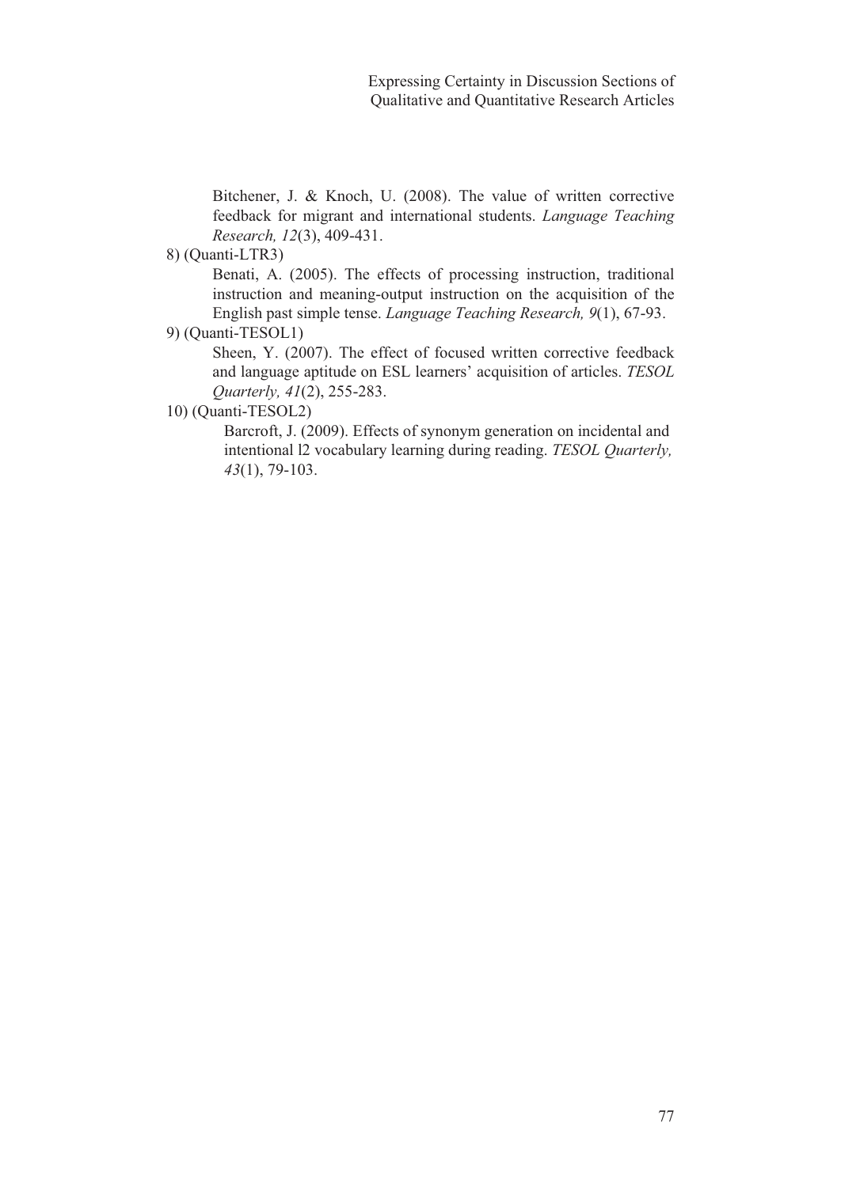Bitchener, J. & Knoch, U. (2008). The value of written corrective feedback for migrant and international students. *Language Teaching Research, 12*(3), 409-431.

8) (Quanti-LTR3)

Benati, A. (2005). The effects of processing instruction, traditional instruction and meaning-output instruction on the acquisition of the English past simple tense. *Language Teaching Research, 9*(1), 67-93.

9) (Quanti-TESOL1)

Sheen, Y. (2007). The effect of focused written corrective feedback and language aptitude on ESL learners' acquisition of articles. *TESOL Quarterly, 41*(2), 255-283.

10) (Quanti-TESOL2)

Barcroft, J. (2009). Effects of synonym generation on incidental and intentional l2 vocabulary learning during reading. *TESOL Quarterly, 43*(1), 79-103.